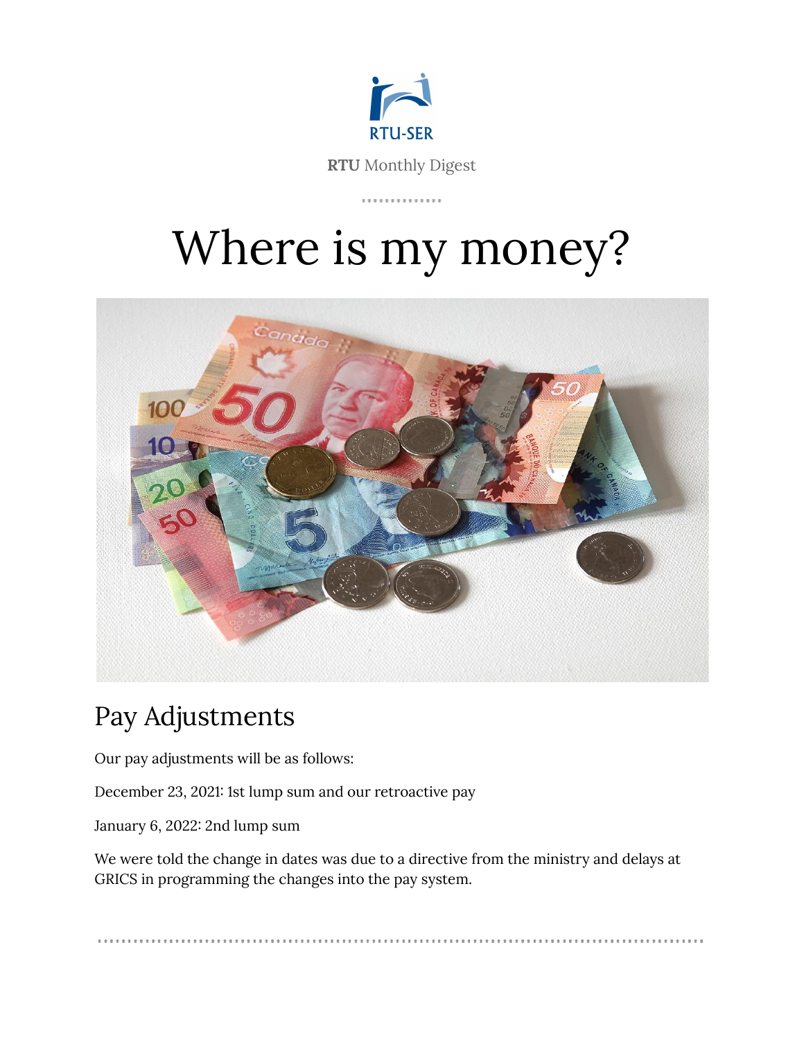RTU-SER

**RTU** Monthly Digest

# Where is my money?

## Pay Adjustments

Our pay adjustments will be as follows:

December 23, 2021: 1st lump sum and our retroactive pay

January 6, 2022: 2nd lump sum

We were told the change in dates was due to a directive from the ministry and delays at GRICS in programming the changes into the pay system.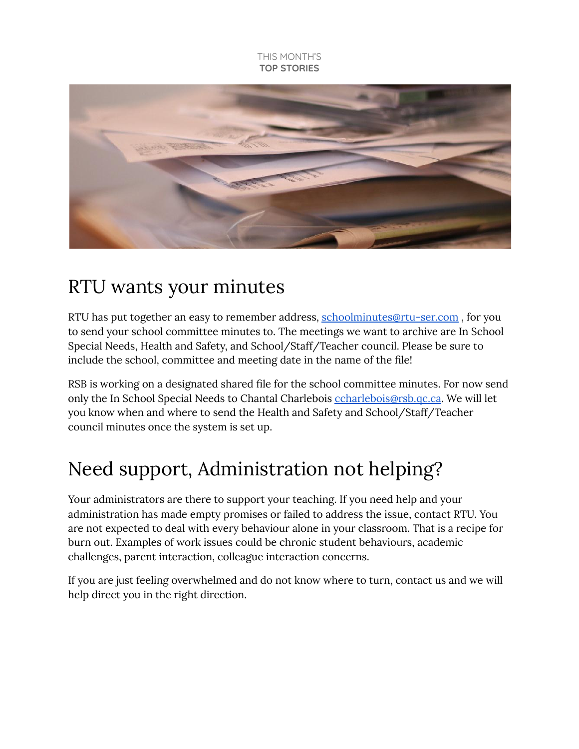THIS MONTH'S
**TOP STORIES**

# RTU wants your minutes

RTU has put together an easy to remember address, schoolminutes@rtu-ser.com , for you to send your school committee minutes to. The meetings we want to archive are In School Special Needs, Health and Safety, and School/Staff/Teacher council. Please be sure to include the school, committee and meeting date in the name of the file!

RSB is working on a designated shared file for the school committee minutes. For now send only the In School Special Needs to Chantal Charlebois ccharlebois@rsb.qc.ca. We will let you know when and where to send the Health and Safety and School/Staff/Teacher council minutes once the system is set up.

# Need support, Administration not helping?

Your administrators are there to support your teaching. If you need help and your administration has made empty promises or failed to address the issue, contact RTU. You are not expected to deal with every behaviour alone in your classroom. That is a recipe for burn out. Examples of work issues could be chronic student behaviours, academic challenges, parent interaction, colleague interaction concerns.

If you are just feeling overwhelmed and do not know where to turn, contact us and we will help direct you in the right direction.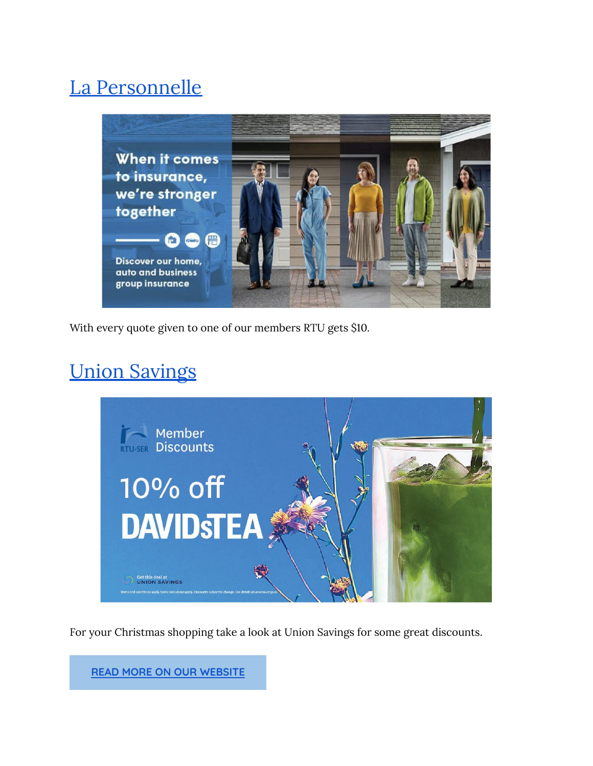## [La Personnelle]

With every quote given to one of our members RTU gets $10.

## [Union Savings]

For your Christmas shopping take a look at Union Savings for some great discounts.

[READ MORE ON OUR WEBSITE]